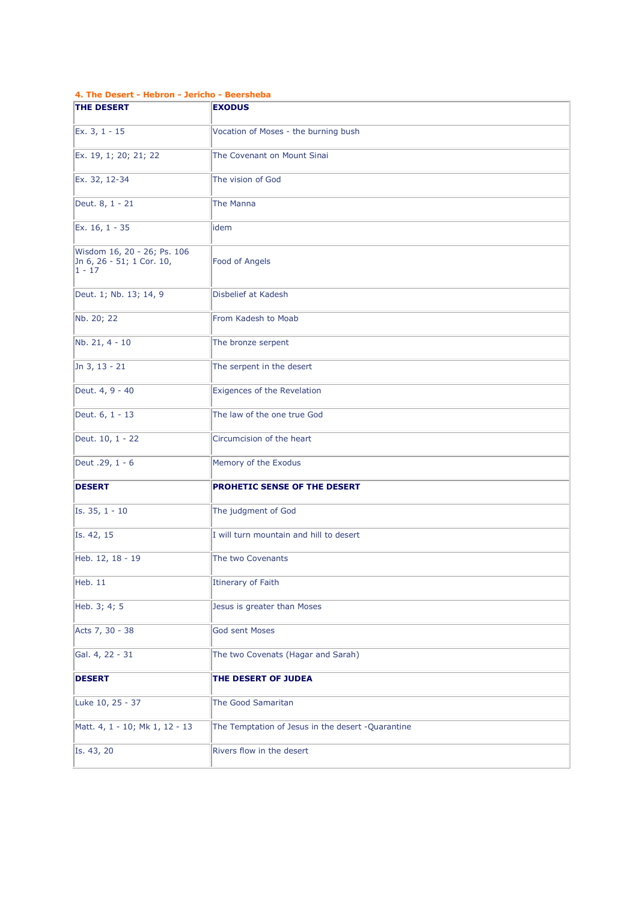### 4. The Desert - Hebron - Jericho - Beersheba

| **THE DESERT** | **EXODUS** |
|---|---|
| Ex. 3, 1 - 15 | Vocation of Moses - the burning bush |
| Ex. 19, 1; 20; 21; 22 | The Covenant on Mount Sinai |
| Ex. 32, 12-34 | The vision of God |
| Deut. 8, 1 - 21 | The Manna |
| Ex. 16, 1 - 35 | idem |
| Wisdom 16, 20 - 26; Ps. 106 Jn 6, 26 - 51; 1 Cor. 10, 1 - 17 | Food of Angels |
| Deut. 1; Nb. 13; 14, 9 | Disbelief at Kadesh |
| Nb. 20; 22 | From Kadesh to Moab |
| Nb. 21, 4 - 10 | The bronze serpent |
| Jn 3, 13 - 21 | The serpent in the desert |
| Deut. 4, 9 - 40 | Exigences of the Revelation |
| Deut. 6, 1 - 13 | The law of the one true God |
| Deut. 10, 1 - 22 | Circumcision of the heart |
| Deut .29, 1 - 6 | Memory of the Exodus |
| **DESERT** | **PROHETIC SENSE OF THE DESERT** |
| Is. 35, 1 - 10 | The judgment of God |
| Is. 42, 15 | I will turn mountain and hill to desert |
| Heb. 12, 18 - 19 | The two Covenants |
| Heb. 11 | Itinerary of Faith |
| Heb. 3; 4; 5 | Jesus is greater than Moses |
| Acts 7, 30 - 38 | God sent Moses |
| Gal. 4, 22 - 31 | The two Covenats (Hagar and Sarah) |
| **DESERT** | **THE DESERT OF JUDEA** |
| Luke 10, 25 - 37 | The Good Samaritan |
| Matt. 4, 1 - 10; Mk 1, 12 - 13 | The Temptation of Jesus in the desert -Quarantine |
| Is. 43, 20 | Rivers flow in the desert |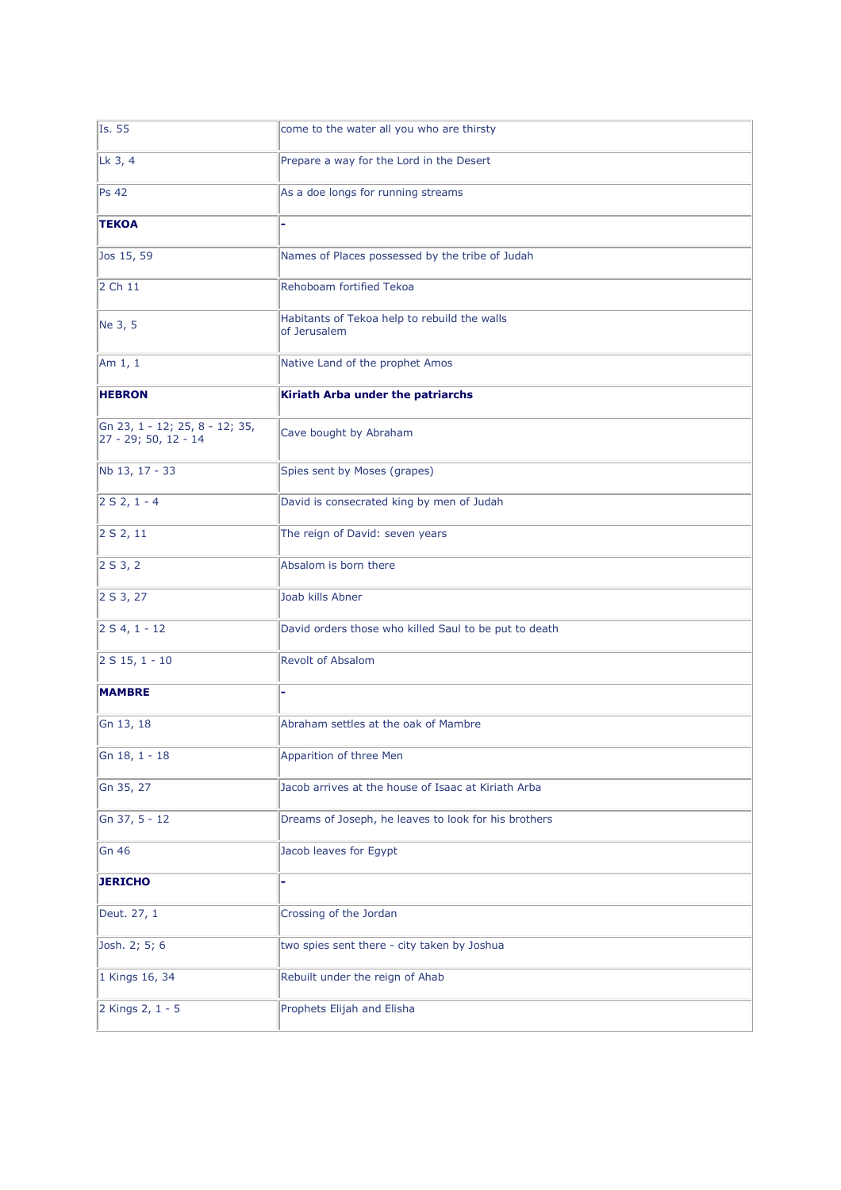| | |
|---|---|
| Is. 55 | come to the water all you who are thirsty |
| Lk 3, 4 | Prepare a way for the Lord in the Desert |
| Ps 42 | As a doe longs for running streams |
| **TEKOA** | **-** |
| Jos 15, 59 | Names of Places possessed by the tribe of Judah |
| 2 Ch 11 | Rehoboam fortified Tekoa |
| Ne 3, 5 | Habitants of Tekoa help to rebuild the walls of Jerusalem |
| Am 1, 1 | Native Land of the prophet Amos |
| **HEBRON** | **Kiriath Arba under the patriarchs** |
| Gn 23, 1 - 12; 25, 8 - 12; 35, 27 - 29; 50, 12 - 14 | Cave bought by Abraham |
| Nb 13, 17 - 33 | Spies sent by Moses (grapes) |
| 2 S 2, 1 - 4 | David is consecrated king by men of Judah |
| 2 S 2, 11 | The reign of David: seven years |
| 2 S 3, 2 | Absalom is born there |
| 2 S 3, 27 | Joab kills Abner |
| 2 S 4, 1 - 12 | David orders those who killed Saul to be put to death |
| 2 S 15, 1 - 10 | Revolt of Absalom |
| **MAMBRE** | **-** |
| Gn 13, 18 | Abraham settles at the oak of Mambre |
| Gn 18, 1 - 18 | Apparition of three Men |
| Gn 35, 27 | Jacob arrives at the house of Isaac at Kiriath Arba |
| Gn 37, 5 - 12 | Dreams of Joseph, he leaves to look for his brothers |
| Gn 46 | Jacob leaves for Egypt |
| **JERICHO** | **-** |
| Deut. 27, 1 | Crossing of the Jordan |
| Josh. 2; 5; 6 | two spies sent there - city taken by Joshua |
| 1 Kings 16, 34 | Rebuilt under the reign of Ahab |
| 2 Kings 2, 1 - 5 | Prophets Elijah and Elisha |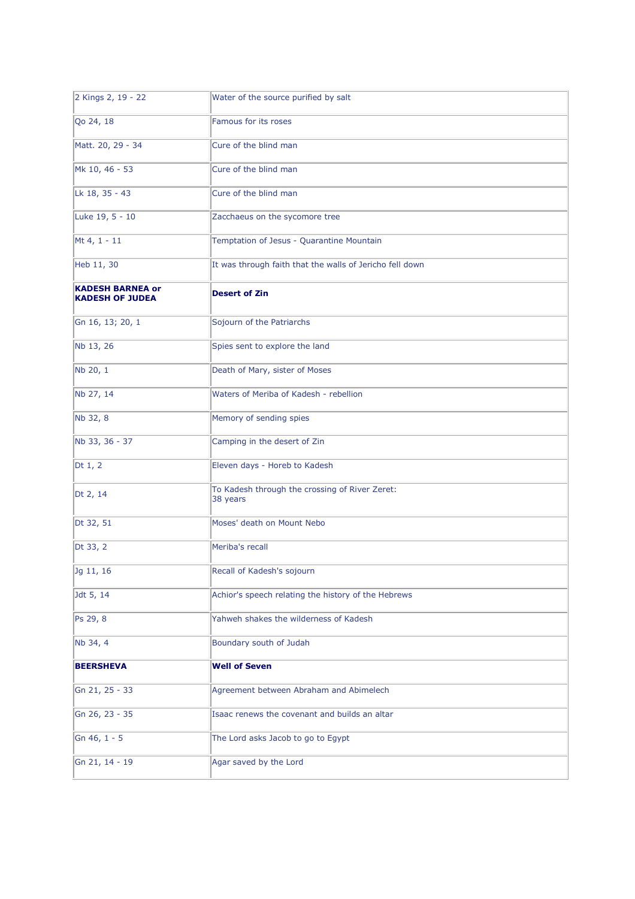| 2 Kings 2, 19 - 22 | Water of the source purified by salt |
|---|---|
| Qo 24, 18 | Famous for its roses |
| Matt. 20, 29 - 34 | Cure of the blind man |
| Mk 10, 46 - 53 | Cure of the blind man |
| Lk 18, 35 - 43 | Cure of the blind man |
| Luke 19, 5 - 10 | Zacchaeus on the sycomore tree |
| Mt 4, 1 - 11 | Temptation of Jesus - Quarantine Mountain |
| Heb 11, 30 | It was through faith that the walls of Jericho fell down |
| **KADESH BARNEA or KADESH OF JUDEA** | **Desert of Zin** |
| Gn 16, 13; 20, 1 | Sojourn of the Patriarchs |
| Nb 13, 26 | Spies sent to explore the land |
| Nb 20, 1 | Death of Mary, sister of Moses |
| Nb 27, 14 | Waters of Meriba of Kadesh - rebellion |
| Nb 32, 8 | Memory of sending spies |
| Nb 33, 36 - 37 | Camping in the desert of Zin |
| Dt 1, 2 | Eleven days - Horeb to Kadesh |
| Dt 2, 14 | To Kadesh through the crossing of River Zeret: 38 years |
| Dt 32, 51 | Moses' death on Mount Nebo |
| Dt 33, 2 | Meriba's recall |
| Jg 11, 16 | Recall of Kadesh's sojourn |
| Jdt 5, 14 | Achior's speech relating the history of the Hebrews |
| Ps 29, 8 | Yahweh shakes the wilderness of Kadesh |
| Nb 34, 4 | Boundary south of Judah |
| **BEERSHEVA** | **Well of Seven** |
| Gn 21, 25 - 33 | Agreement between Abraham and Abimelech |
| Gn 26, 23 - 35 | Isaac renews the covenant and builds an altar |
| Gn 46, 1 - 5 | The Lord asks Jacob to go to Egypt |
| Gn 21, 14 - 19 | Agar saved by the Lord |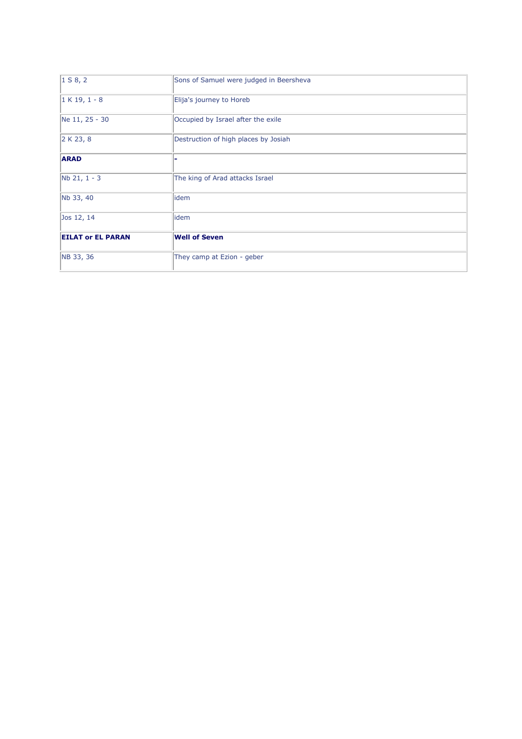| | |
|---|---|
| 1 S 8, 2 | Sons of Samuel were judged in Beersheva |
| 1 K 19, 1 - 8 | Elija's journey to Horeb |
| Ne 11, 25 - 30 | Occupied by Israel after the exile |
| 2 K 23, 8 | Destruction of high places by Josiah |
| **ARAD** | **-** |
| Nb 21, 1 - 3 | The king of Arad attacks Israel |
| Nb 33, 40 | idem |
| Jos 12, 14 | idem |
| **EILAT or EL PARAN** | **Well of Seven** |
| NB 33, 36 | They camp at Ezion - geber |